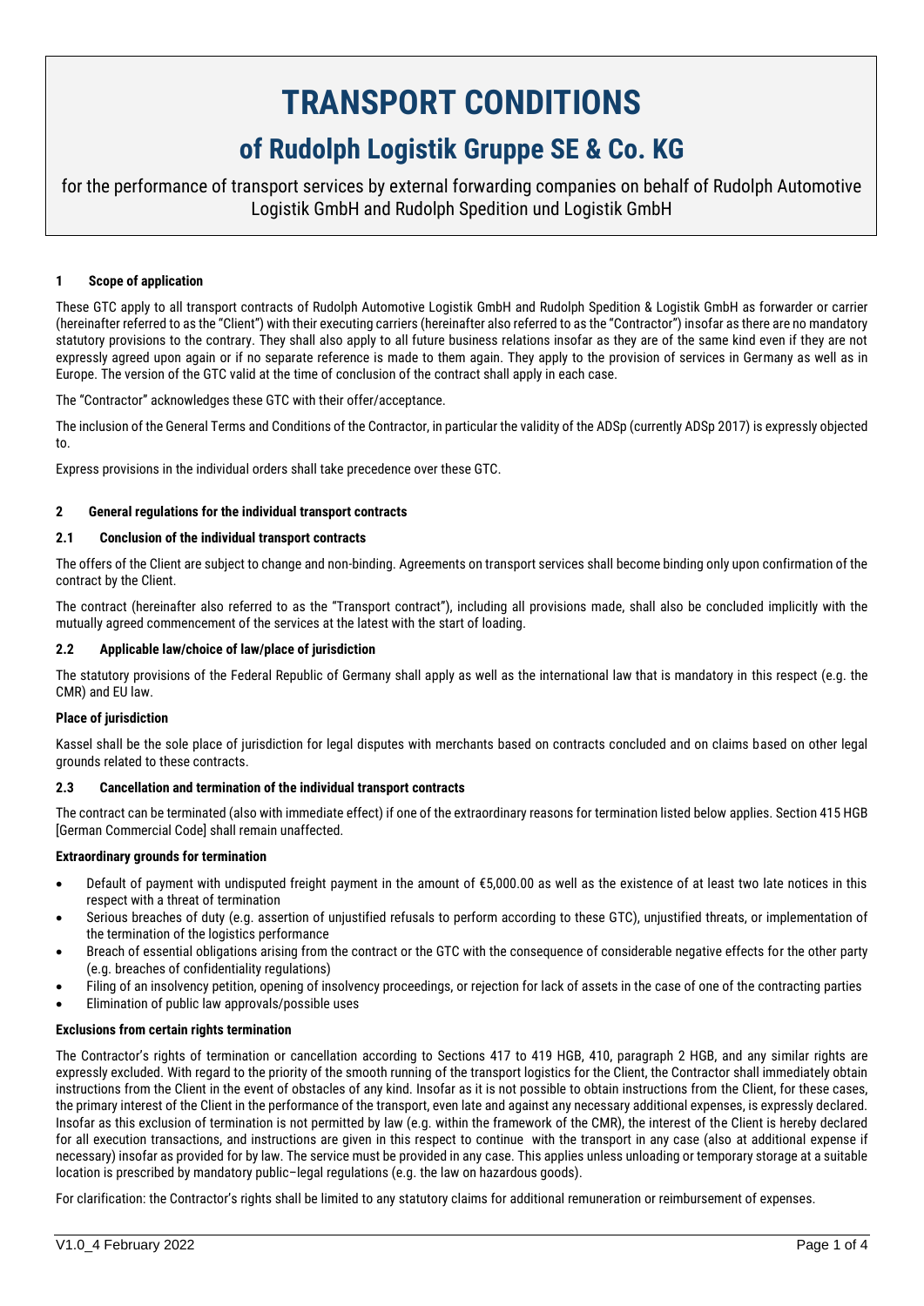# TRANSPORT CONDITIONS

## of Rudolph Logistik Gruppe SE & Co. KG

for the performance of transport services by external forwarding companies on behalf of Rudolph Automotive Logistik GmbH and Rudolph Spedition und Logistik GmbH

### 1 Scope of application

These GTC apply to all transport contracts of Rudolph Automotive Logistik GmbH and Rudolph Spedition & Logistik GmbH as forwarder or carrier (hereinafter referred to as the "Client") with their executing carriers (hereinafter also referred to as the "Contractor") insofar as there are no mandatory statutory provisions to the contrary. They shall also apply to all future business relations insofar as they are of the same kind even if they are not expressly agreed upon again or if no separate reference is made to them again. They apply to the provision of services in Germany as well as in Europe. The version of the GTC valid at the time of conclusion of the contract shall apply in each case.

The "Contractor" acknowledges these GTC with their offer/acceptance.

The inclusion of the General Terms and Conditions of the Contractor, in particular the validity of the ADSp (currently ADSp 2017) is expressly objected to.

Express provisions in the individual orders shall take precedence over these GTC.

### 2 General regulations for the individual transport contracts

#### 2.1 Conclusion of the individual transport contracts

The offers of the Client are subject to change and non-binding. Agreements on transport services shall become binding only upon confirmation of the contract by the Client.

The contract (hereinafter also referred to as the "Transport contract"), including all provisions made, shall also be concluded implicitly with the mutually agreed commencement of the services at the latest with the start of loading.

#### 2.2 Applicable law/choice of law/place of jurisdiction

The statutory provisions of the Federal Republic of Germany shall apply as well as the international law that is mandatory in this respect (e.g. the CMR) and EU law.

**Place of jurisdiction**

Kassel shall be the sole place of jurisdiction for legal disputes with merchants based on contracts concluded and on claims based on other legal grounds related to these contracts.

#### 2.3 Cancellation and termination of the individual transport contracts

The contract can be terminated (also with immediate effect) if one of the extraordinary reasons for termination listed below applies. Section 415 HGB [German Commercial Code] shall remain unaffected.

**Extraordinary grounds for termination**

- Default of payment with undisputed freight payment in the amount of €5,000.00 as well as the existence of at least two late notices in this respect with a threat of termination
- Serious breaches of duty (e.g. assertion of unjustified refusals to perform according to these GTC), unjustified threats, or implementation of the termination of the logistics performance
- Breach of essential obligations arising from the contract or the GTC with the consequence of considerable negative effects for the other party (e.g. breaches of confidentiality regulations)
- Filing of an insolvency petition, opening of insolvency proceedings, or rejection for lack of assets in the case of one of the contracting parties
- Elimination of public law approvals/possible uses

**Exclusions from certain rights termination**

The Contractor's rights of termination or cancellation according to Sections 417 to 419 HGB, 410, paragraph 2 HGB, and any similar rights are expressly excluded. With regard to the priority of the smooth running of the transport logistics for the Client, the Contractor shall immediately obtain instructions from the Client in the event of obstacles of any kind. Insofar as it is not possible to obtain instructions from the Client, for these cases, the primary interest of the Client in the performance of the transport, even late and against any necessary additional expenses, is expressly declared. Insofar as this exclusion of termination is not permitted by law (e.g. within the framework of the CMR), the interest of the Client is hereby declared for all execution transactions, and instructions are given in this respect to continue with the transport in any case (also at additional expense if necessary) insofar as provided for by law. The service must be provided in any case. This applies unless unloading or temporary storage at a suitable location is prescribed by mandatory public–legal regulations (e.g. the law on hazardous goods).

For clarification: the Contractor's rights shall be limited to any statutory claims for additional remuneration or reimbursement of expenses.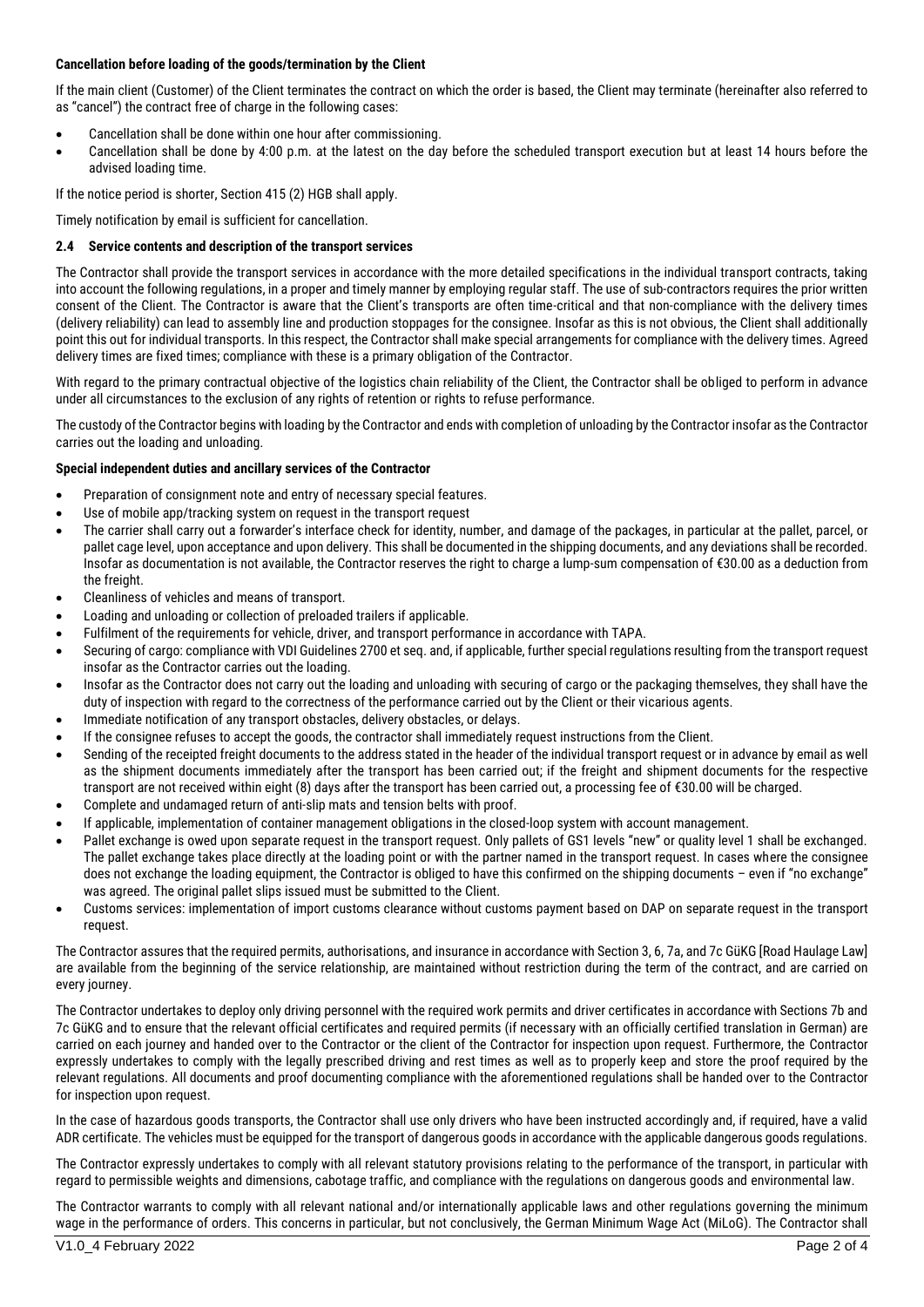**Cancellation before loading of the goods/termination by the Client**

If the main client (Customer) of the Client terminates the contract on which the order is based, the Client may terminate (hereinafter also referred to as "cancel") the contract free of charge in the following cases:

- Cancellation shall be done within one hour after commissioning.
- Cancellation shall be done by 4:00 p.m. at the latest on the day before the scheduled transport execution but at least 14 hours before the advised loading time.

If the notice period is shorter, Section 415 (2) HGB shall apply.

Timely notification by email is sufficient for cancellation.

### 2.4 Service contents and description of the transport services

The Contractor shall provide the transport services in accordance with the more detailed specifications in the individual transport contracts, taking into account the following regulations, in a proper and timely manner by employing regular staff. The use of sub-contractors requires the prior written consent of the Client. The Contractor is aware that the Client's transports are often time-critical and that non-compliance with the delivery times (delivery reliability) can lead to assembly line and production stoppages for the consignee. Insofar as this is not obvious, the Client shall additionally point this out for individual transports. In this respect, the Contractor shall make special arrangements for compliance with the delivery times. Agreed delivery times are fixed times; compliance with these is a primary obligation of the Contractor.

With regard to the primary contractual objective of the logistics chain reliability of the Client, the Contractor shall be obliged to perform in advance under all circumstances to the exclusion of any rights of retention or rights to refuse performance.

The custody of the Contractor begins with loading by the Contractor and ends with completion of unloading by the Contractor insofar as the Contractor carries out the loading and unloading.

**Special independent duties and ancillary services of the Contractor**

- Preparation of consignment note and entry of necessary special features.
- Use of mobile app/tracking system on request in the transport request
- The carrier shall carry out a forwarder's interface check for identity, number, and damage of the packages, in particular at the pallet, parcel, or pallet cage level, upon acceptance and upon delivery. This shall be documented in the shipping documents, and any deviations shall be recorded. Insofar as documentation is not available, the Contractor reserves the right to charge a lump-sum compensation of €30.00 as a deduction from the freight.
- Cleanliness of vehicles and means of transport.
- Loading and unloading or collection of preloaded trailers if applicable.
- Fulfilment of the requirements for vehicle, driver, and transport performance in accordance with TAPA.
- Securing of cargo: compliance with VDI Guidelines 2700 et seq. and, if applicable, further special regulations resulting from the transport request insofar as the Contractor carries out the loading.
- Insofar as the Contractor does not carry out the loading and unloading with securing of cargo or the packaging themselves, they shall have the duty of inspection with regard to the correctness of the performance carried out by the Client or their vicarious agents.
- Immediate notification of any transport obstacles, delivery obstacles, or delays.
- If the consignee refuses to accept the goods, the contractor shall immediately request instructions from the Client.
- Sending of the receipted freight documents to the address stated in the header of the individual transport request or in advance by email as well as the shipment documents immediately after the transport has been carried out; if the freight and shipment documents for the respective transport are not received within eight (8) days after the transport has been carried out, a processing fee of €30.00 will be charged.
- Complete and undamaged return of anti-slip mats and tension belts with proof.
- If applicable, implementation of container management obligations in the closed-loop system with account management.
- Pallet exchange is owed upon separate request in the transport request. Only pallets of GS1 levels "new" or quality level 1 shall be exchanged. The pallet exchange takes place directly at the loading point or with the partner named in the transport request. In cases where the consignee does not exchange the loading equipment, the Contractor is obliged to have this confirmed on the shipping documents – even if "no exchange" was agreed. The original pallet slips issued must be submitted to the Client.
- Customs services: implementation of import customs clearance without customs payment based on DAP on separate request in the transport request.

The Contractor assures that the required permits, authorisations, and insurance in accordance with Section 3, 6, 7a, and 7c GüKG [Road Haulage Law] are available from the beginning of the service relationship, are maintained without restriction during the term of the contract, and are carried on every journey.

The Contractor undertakes to deploy only driving personnel with the required work permits and driver certificates in accordance with Sections 7b and 7c GüKG and to ensure that the relevant official certificates and required permits (if necessary with an officially certified translation in German) are carried on each journey and handed over to the Contractor or the client of the Contractor for inspection upon request. Furthermore, the Contractor expressly undertakes to comply with the legally prescribed driving and rest times as well as to properly keep and store the proof required by the relevant regulations. All documents and proof documenting compliance with the aforementioned regulations shall be handed over to the Contractor for inspection upon request.

In the case of hazardous goods transports, the Contractor shall use only drivers who have been instructed accordingly and, if required, have a valid ADR certificate. The vehicles must be equipped for the transport of dangerous goods in accordance with the applicable dangerous goods regulations.

The Contractor expressly undertakes to comply with all relevant statutory provisions relating to the performance of the transport, in particular with regard to permissible weights and dimensions, cabotage traffic, and compliance with the regulations on dangerous goods and environmental law.

The Contractor warrants to comply with all relevant national and/or internationally applicable laws and other regulations governing the minimum wage in the performance of orders. This concerns in particular, but not conclusively, the German Minimum Wage Act (MiLoG). The Contractor shall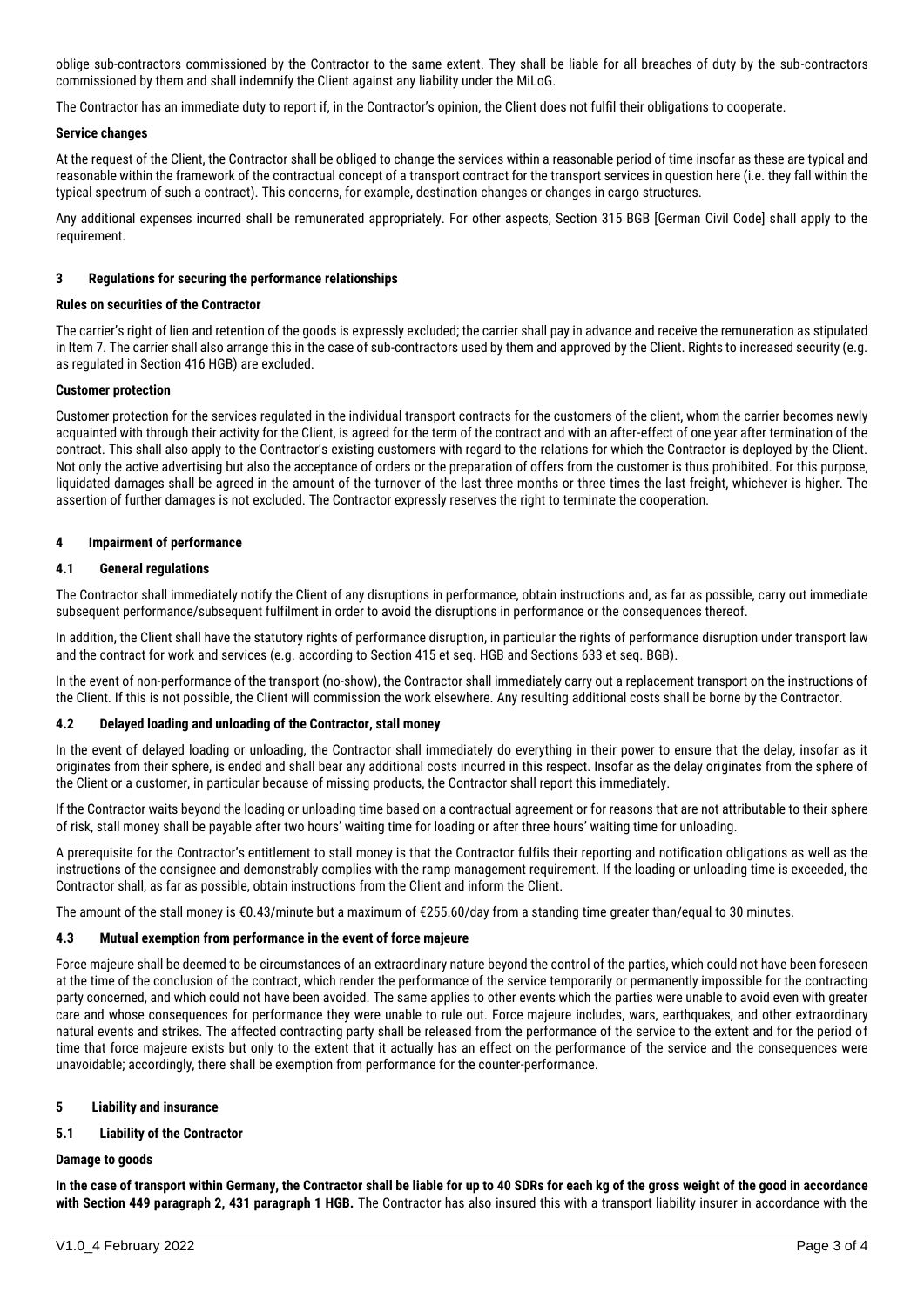oblige sub-contractors commissioned by the Contractor to the same extent. They shall be liable for all breaches of duty by the sub-contractors commissioned by them and shall indemnify the Client against any liability under the MiLoG.

The Contractor has an immediate duty to report if, in the Contractor's opinion, the Client does not fulfil their obligations to cooperate.

**Service changes**

At the request of the Client, the Contractor shall be obliged to change the services within a reasonable period of time insofar as these are typical and reasonable within the framework of the contractual concept of a transport contract for the transport services in question here (i.e. they fall within the typical spectrum of such a contract). This concerns, for example, destination changes or changes in cargo structures.

Any additional expenses incurred shall be remunerated appropriately. For other aspects, Section 315 BGB [German Civil Code] shall apply to the requirement.

## 3 Regulations for securing the performance relationships

**Rules on securities of the Contractor**

The carrier's right of lien and retention of the goods is expressly excluded; the carrier shall pay in advance and receive the remuneration as stipulated in Item 7. The carrier shall also arrange this in the case of sub-contractors used by them and approved by the Client. Rights to increased security (e.g. as regulated in Section 416 HGB) are excluded.

**Customer protection**

Customer protection for the services regulated in the individual transport contracts for the customers of the client, whom the carrier becomes newly acquainted with through their activity for the Client, is agreed for the term of the contract and with an after-effect of one year after termination of the contract. This shall also apply to the Contractor's existing customers with regard to the relations for which the Contractor is deployed by the Client. Not only the active advertising but also the acceptance of orders or the preparation of offers from the customer is thus prohibited. For this purpose, liquidated damages shall be agreed in the amount of the turnover of the last three months or three times the last freight, whichever is higher. The assertion of further damages is not excluded. The Contractor expressly reserves the right to terminate the cooperation.

## 4 Impairment of performance

### 4.1 General regulations

The Contractor shall immediately notify the Client of any disruptions in performance, obtain instructions and, as far as possible, carry out immediate subsequent performance/subsequent fulfilment in order to avoid the disruptions in performance or the consequences thereof.

In addition, the Client shall have the statutory rights of performance disruption, in particular the rights of performance disruption under transport law and the contract for work and services (e.g. according to Section 415 et seq. HGB and Sections 633 et seq. BGB).

In the event of non-performance of the transport (no-show), the Contractor shall immediately carry out a replacement transport on the instructions of the Client. If this is not possible, the Client will commission the work elsewhere. Any resulting additional costs shall be borne by the Contractor.

### 4.2 Delayed loading and unloading of the Contractor, stall money

In the event of delayed loading or unloading, the Contractor shall immediately do everything in their power to ensure that the delay, insofar as it originates from their sphere, is ended and shall bear any additional costs incurred in this respect. Insofar as the delay originates from the sphere of the Client or a customer, in particular because of missing products, the Contractor shall report this immediately.

If the Contractor waits beyond the loading or unloading time based on a contractual agreement or for reasons that are not attributable to their sphere of risk, stall money shall be payable after two hours' waiting time for loading or after three hours' waiting time for unloading.

A prerequisite for the Contractor's entitlement to stall money is that the Contractor fulfils their reporting and notification obligations as well as the instructions of the consignee and demonstrably complies with the ramp management requirement. If the loading or unloading time is exceeded, the Contractor shall, as far as possible, obtain instructions from the Client and inform the Client.

The amount of the stall money is €0.43/minute but a maximum of €255.60/day from a standing time greater than/equal to 30 minutes.

### 4.3 Mutual exemption from performance in the event of force majeure

Force majeure shall be deemed to be circumstances of an extraordinary nature beyond the control of the parties, which could not have been foreseen at the time of the conclusion of the contract, which render the performance of the service temporarily or permanently impossible for the contracting party concerned, and which could not have been avoided. The same applies to other events which the parties were unable to avoid even with greater care and whose consequences for performance they were unable to rule out. Force majeure includes, wars, earthquakes, and other extraordinary natural events and strikes. The affected contracting party shall be released from the performance of the service to the extent and for the period of time that force majeure exists but only to the extent that it actually has an effect on the performance of the service and the consequences were unavoidable; accordingly, there shall be exemption from performance for the counter-performance.

## 5 Liability and insurance

### 5.1 Liability of the Contractor

**Damage to goods**

**In the case of transport within Germany, the Contractor shall be liable for up to 40 SDRs for each kg of the gross weight of the good in accordance with Section 449 paragraph 2, 431 paragraph 1 HGB.** The Contractor has also insured this with a transport liability insurer in accordance with the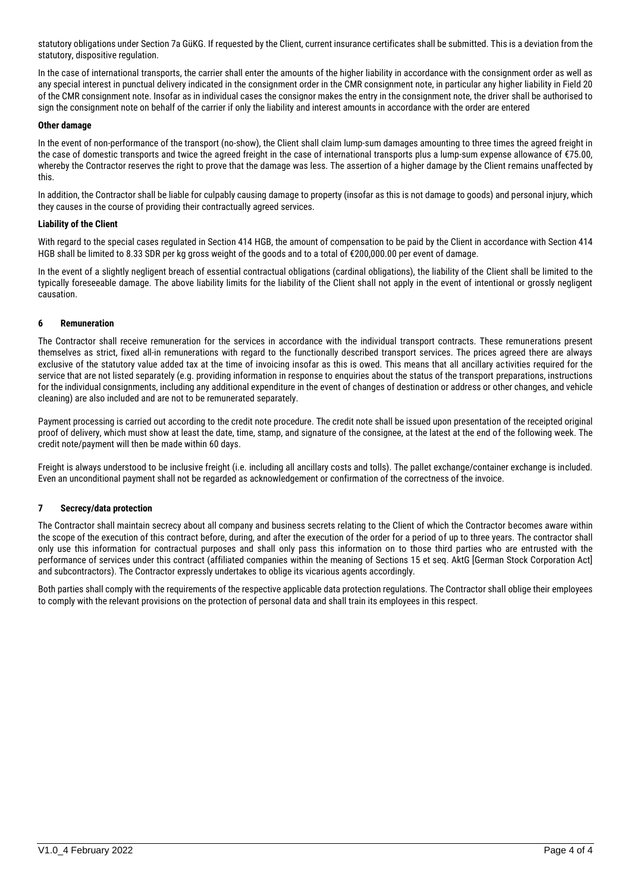statutory obligations under Section 7a GüKG. If requested by the Client, current insurance certificates shall be submitted. This is a deviation from the statutory, dispositive regulation.

In the case of international transports, the carrier shall enter the amounts of the higher liability in accordance with the consignment order as well as any special interest in punctual delivery indicated in the consignment order in the CMR consignment note, in particular any higher liability in Field 20 of the CMR consignment note. Insofar as in individual cases the consignor makes the entry in the consignment note, the driver shall be authorised to sign the consignment note on behalf of the carrier if only the liability and interest amounts in accordance with the order are entered

**Other damage**

In the event of non-performance of the transport (no-show), the Client shall claim lump-sum damages amounting to three times the agreed freight in the case of domestic transports and twice the agreed freight in the case of international transports plus a lump-sum expense allowance of €75.00, whereby the Contractor reserves the right to prove that the damage was less. The assertion of a higher damage by the Client remains unaffected by this.

In addition, the Contractor shall be liable for culpably causing damage to property (insofar as this is not damage to goods) and personal injury, which they causes in the course of providing their contractually agreed services.

**Liability of the Client**

With regard to the special cases regulated in Section 414 HGB, the amount of compensation to be paid by the Client in accordance with Section 414 HGB shall be limited to 8.33 SDR per kg gross weight of the goods and to a total of €200,000.00 per event of damage.

In the event of a slightly negligent breach of essential contractual obligations (cardinal obligations), the liability of the Client shall be limited to the typically foreseeable damage. The above liability limits for the liability of the Client shall not apply in the event of intentional or grossly negligent causation.

## 6 Remuneration

The Contractor shall receive remuneration for the services in accordance with the individual transport contracts. These remunerations present themselves as strict, fixed all-in remunerations with regard to the functionally described transport services. The prices agreed there are always exclusive of the statutory value added tax at the time of invoicing insofar as this is owed. This means that all ancillary activities required for the service that are not listed separately (e.g. providing information in response to enquiries about the status of the transport preparations, instructions for the individual consignments, including any additional expenditure in the event of changes of destination or address or other changes, and vehicle cleaning) are also included and are not to be remunerated separately.

Payment processing is carried out according to the credit note procedure. The credit note shall be issued upon presentation of the receipted original proof of delivery, which must show at least the date, time, stamp, and signature of the consignee, at the latest at the end of the following week. The credit note/payment will then be made within 60 days.

Freight is always understood to be inclusive freight (i.e. including all ancillary costs and tolls). The pallet exchange/container exchange is included. Even an unconditional payment shall not be regarded as acknowledgement or confirmation of the correctness of the invoice.

## 7 Secrecy/data protection

The Contractor shall maintain secrecy about all company and business secrets relating to the Client of which the Contractor becomes aware within the scope of the execution of this contract before, during, and after the execution of the order for a period of up to three years. The contractor shall only use this information for contractual purposes and shall only pass this information on to those third parties who are entrusted with the performance of services under this contract (affiliated companies within the meaning of Sections 15 et seq. AktG [German Stock Corporation Act] and subcontractors). The Contractor expressly undertakes to oblige its vicarious agents accordingly.

Both parties shall comply with the requirements of the respective applicable data protection regulations. The Contractor shall oblige their employees to comply with the relevant provisions on the protection of personal data and shall train its employees in this respect.